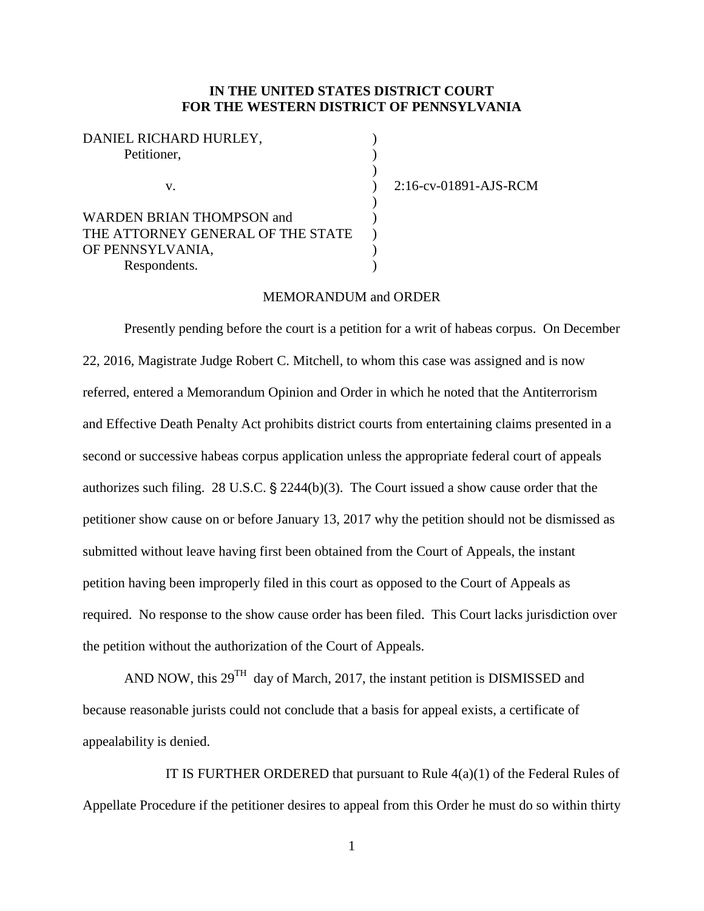**IN THE UNITED STATES DISTRICT COURT**
**FOR THE WESTERN DISTRICT OF PENNSYLVANIA**

| | | |
|---|---|---|
| DANIEL RICHARD HURLEY, Petitioner, | ) | |
| v. | ) | 2:16-cv-01891-AJS-RCM |
| WARDEN BRIAN THOMPSON and THE ATTORNEY GENERAL OF THE STATE OF PENNSYLVANIA, Respondents. | ) | |

MEMORANDUM and ORDER

Presently pending before the court is a petition for a writ of habeas corpus. On December 22, 2016, Magistrate Judge Robert C. Mitchell, to whom this case was assigned and is now referred, entered a Memorandum Opinion and Order in which he noted that the Antiterrorism and Effective Death Penalty Act prohibits district courts from entertaining claims presented in a second or successive habeas corpus application unless the appropriate federal court of appeals authorizes such filing. 28 U.S.C. § 2244(b)(3). The Court issued a show cause order that the petitioner show cause on or before January 13, 2017 why the petition should not be dismissed as submitted without leave having first been obtained from the Court of Appeals, the instant petition having been improperly filed in this court as opposed to the Court of Appeals as required. No response to the show cause order has been filed. This Court lacks jurisdiction over the petition without the authorization of the Court of Appeals.

AND NOW, this 29TH day of March, 2017, the instant petition is DISMISSED and because reasonable jurists could not conclude that a basis for appeal exists, a certificate of appealability is denied.

IT IS FURTHER ORDERED that pursuant to Rule 4(a)(1) of the Federal Rules of Appellate Procedure if the petitioner desires to appeal from this Order he must do so within thirty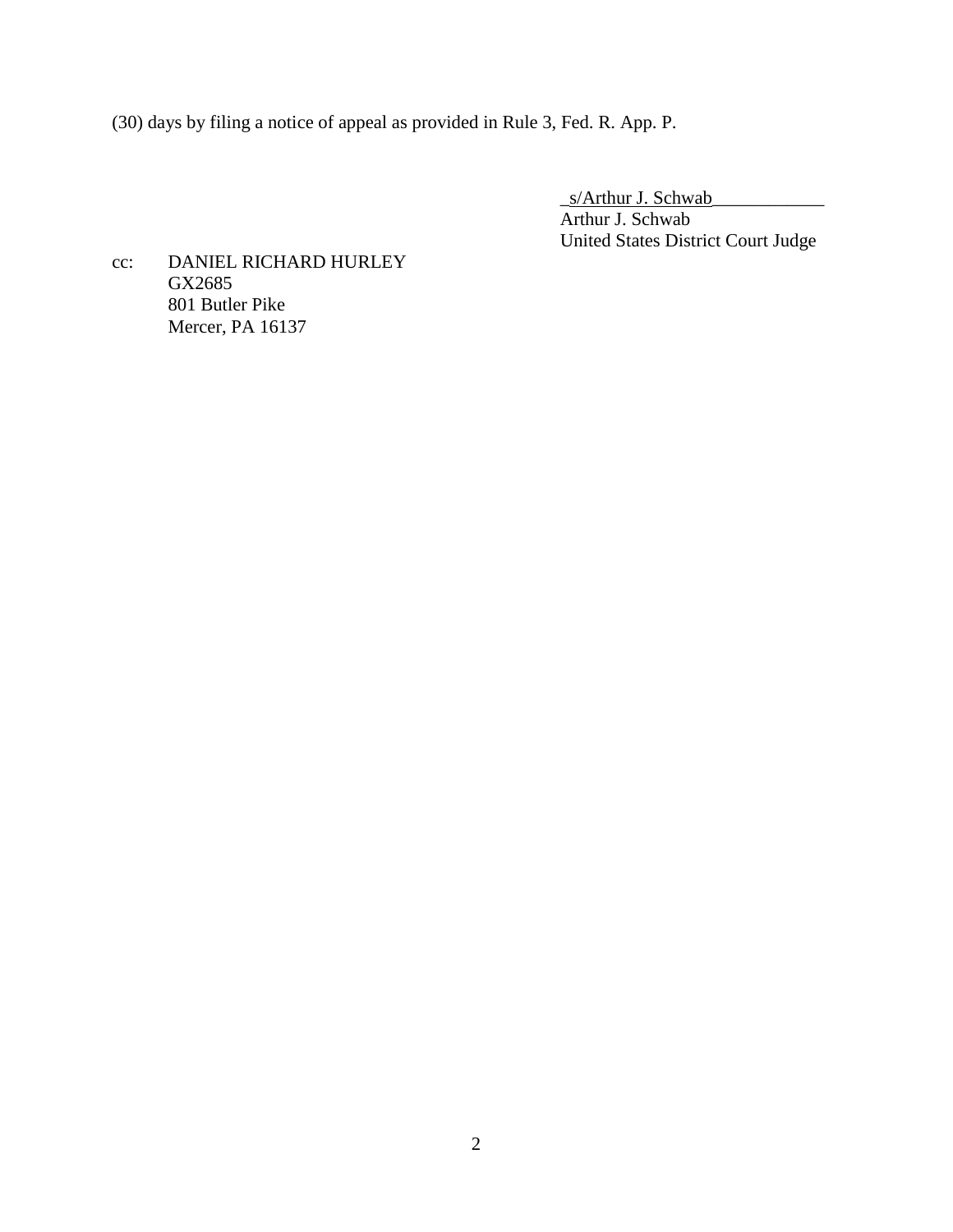(30) days by filing a notice of appeal as provided in Rule 3, Fed. R. App. P.

s/Arthur J. Schwab
Arthur J. Schwab
United States District Court Judge

cc: DANIEL RICHARD HURLEY
GX2685
801 Butler Pike
Mercer, PA 16137